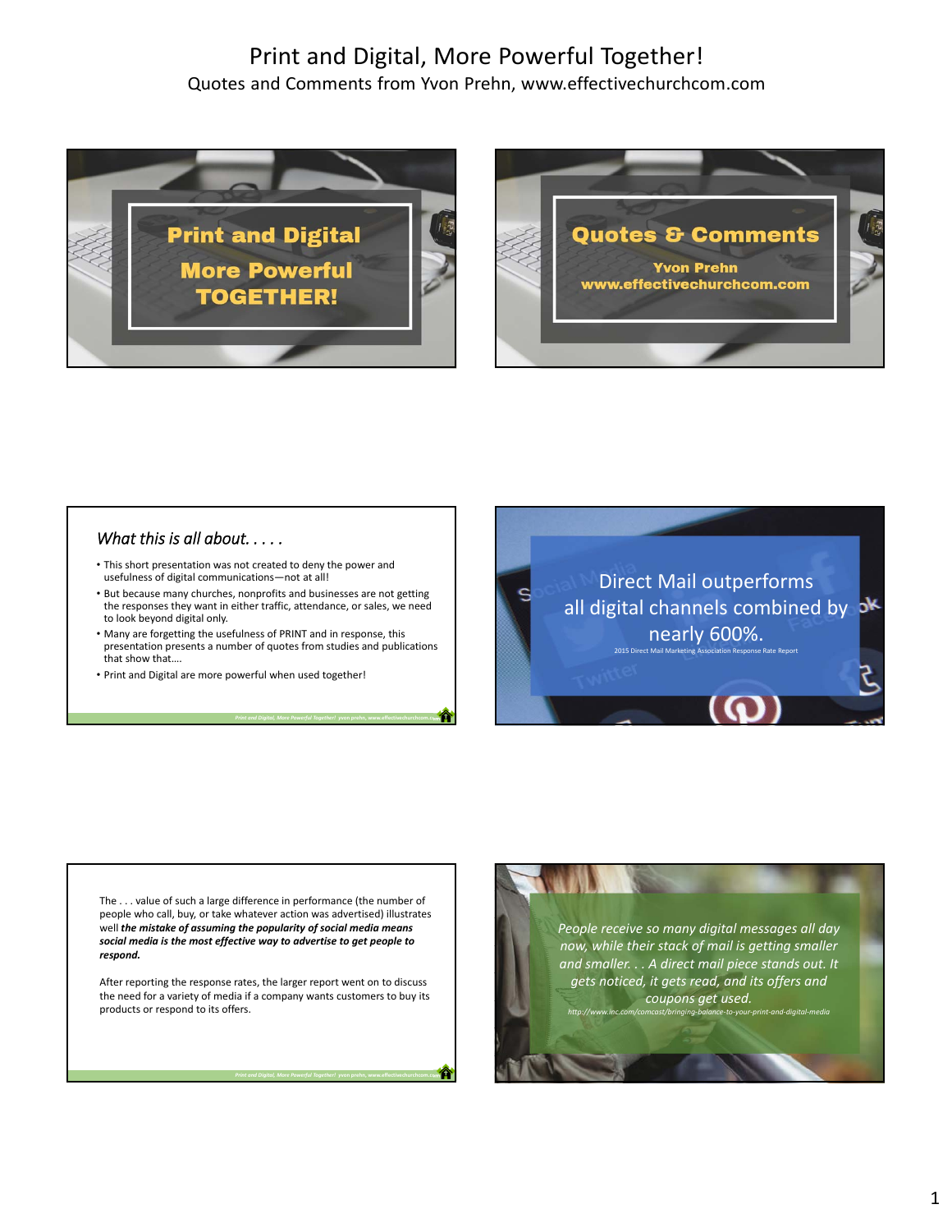# Print and Digital, More Powerful Together!

Quotes and Comments from Yvon Prehn, www.effectivechurchcom.com

**Print and Digital**

**More Powerful TOGETHER!**

**Quotes & Comments**

**Yvon Prehn**

**www.effectivechurchcom.com**

*What this is all about. . . . .*

- This short presentation was not created to deny the power and usefulness of digital communications—not at all!
- But because many churches, nonprofits and businesses are not getting the responses they want in either traffic, attendance, or sales, we need to look beyond digital only.
- Many are forgetting the usefulness of PRINT and in response, this presentation presents a number of quotes from studies and publications that show that….
- Print and Digital are more powerful when used together!

Direct Mail outperforms all digital channels combined by nearly 600%.

2015 Direct Mail Marketing Association Response Rate Report

The . . . value of such a large difference in performance (the number of people who call, buy, or take whatever action was advertised) illustrates well ***the mistake of assuming the popularity of social media means social media is the most effective way to advertise to get people to respond.***

After reporting the response rates, the larger report went on to discuss the need for a variety of media if a company wants customers to buy its products or respond to its offers.

*People receive so many digital messages all day now, while their stack of mail is getting smaller and smaller. . . A direct mail piece stands out. It gets noticed, it gets read, and its offers and coupons get used.*

*http://www.inc.com/comcast/bringing-balance-to-your-print-and-digital-media*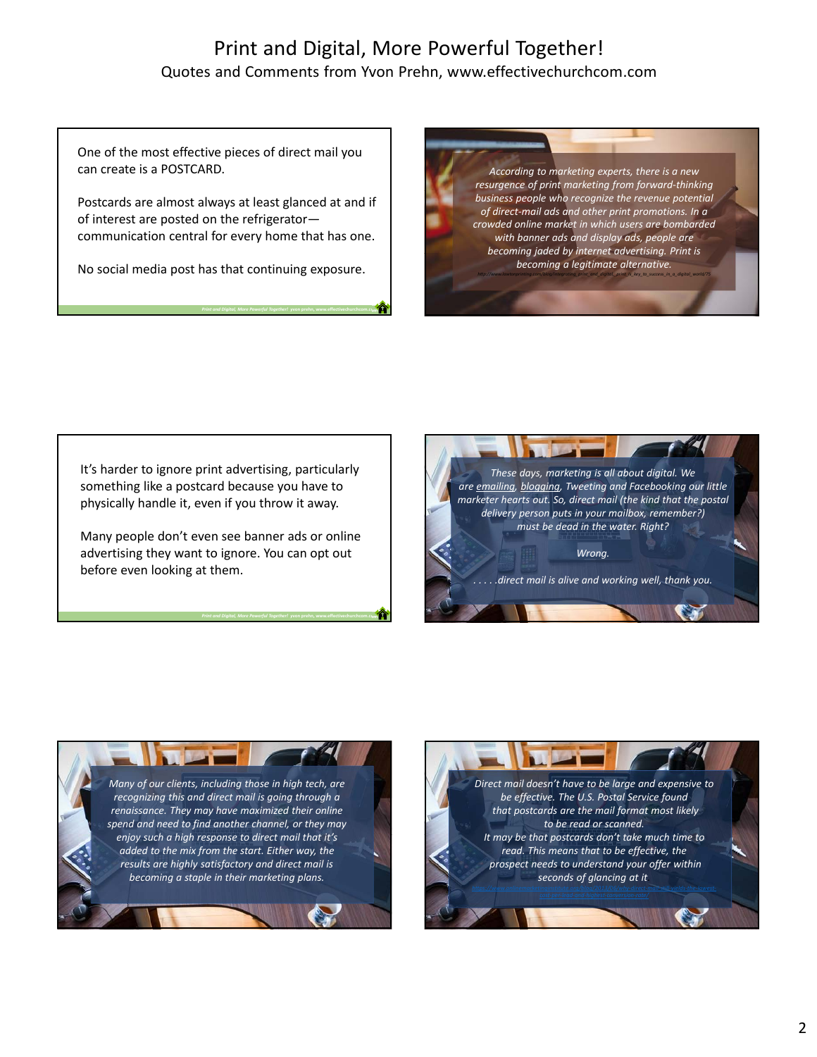# Print and Digital, More Powerful Together!

## Quotes and Comments from Yvon Prehn, www.effectivechurchcom.com

One of the most effective pieces of direct mail you can create is a POSTCARD.

Postcards are almost always at least glanced at and if of interest are posted on the refrigerator—communication central for every home that has one.

No social media post has that continuing exposure.

*According to marketing experts, there is a new resurgence of print marketing from forward-thinking business people who recognize the revenue potential of direct-mail ads and other print promotions. In a crowded online market in which users are bombarded with banner ads and display ads, people are becoming jaded by internet advertising. Print is becoming a legitimate alternative.*

It's harder to ignore print advertising, particularly something like a postcard because you have to physically handle it, even if you throw it away.

Many people don't even see banner ads or online advertising they want to ignore. You can opt out before even looking at them.

*These days, marketing is all about digital. We are emailing, blogging, Tweeting and Facebooking our little marketer hearts out. So, direct mail (the kind that the postal delivery person puts in your mailbox, remember?) must be dead in the water. Right?*

*Wrong.*

*. . . . .direct mail is alive and working well, thank you.*

*Many of our clients, including those in high tech, are recognizing this and direct mail is going through a renaissance. They may have maximized their online spend and need to find another channel, or they may enjoy such a high response to direct mail that it's added to the mix from the start. Either way, the results are highly satisfactory and direct mail is becoming a staple in their marketing plans.*

*Direct mail doesn't have to be large and expensive to be effective. The U.S. Postal Service found that postcards are the mail format most likely to be read or scanned.*
*It may be that postcards don't take much time to read. This means that to be effective, the prospect needs to understand your offer within seconds of glancing at it*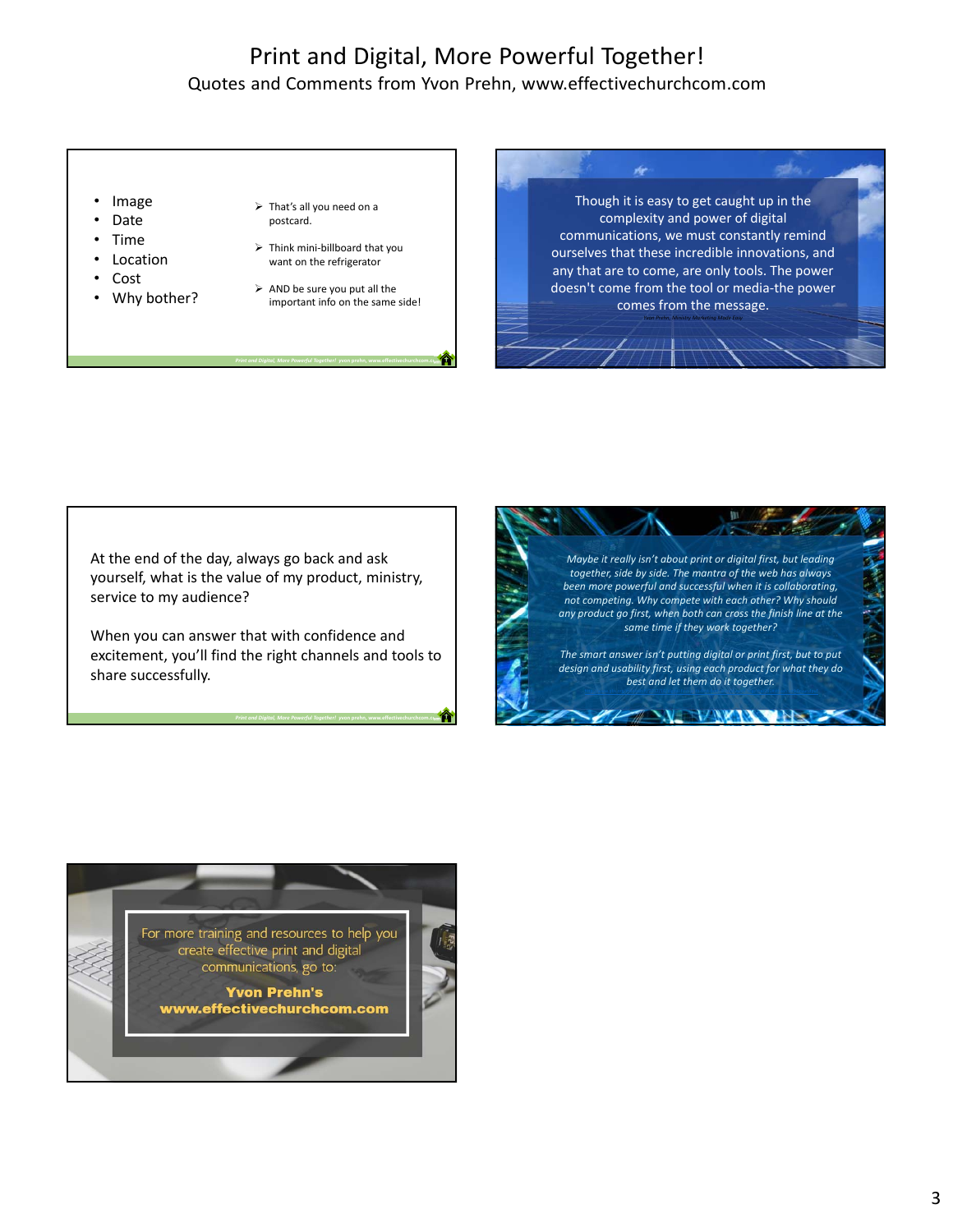# Print and Digital, More Powerful Together!

## Quotes and Comments from Yvon Prehn, www.effectivechurchcom.com

- Image
- Date
- Time
- Location
- Cost
- Why bother?

- That's all you need on a postcard.
- Think mini-billboard that you want on the refrigerator
- AND be sure you put all the important info on the same side!

Though it is easy to get caught up in the complexity and power of digital communications, we must constantly remind ourselves that these incredible innovations, and any that are to come, are only tools. The power doesn't come from the tool or media-the power comes from the message.

Yvon Prehn, Ministry Marketing Made Easy

At the end of the day, always go back and ask yourself, what is the value of my product, ministry, service to my audience?

When you can answer that with confidence and excitement, you'll find the right channels and tools to share successfully.

*Maybe it really isn't about print or digital first, but leading together, side by side. The mantra of the web has always been more powerful and successful when it is collaborating, not competing. Why compete with each other? Why should any product go first, when both can cross the finish line at the same time if they work together?*

*The smart answer isn't putting digital or print first, but to put design and usability first, using each product for what they do best and let them do it together.*

For more training and resources to help you create effective print and digital communications, go to:

**Yvon Prehn's**
**www.effectivechurchcom.com**